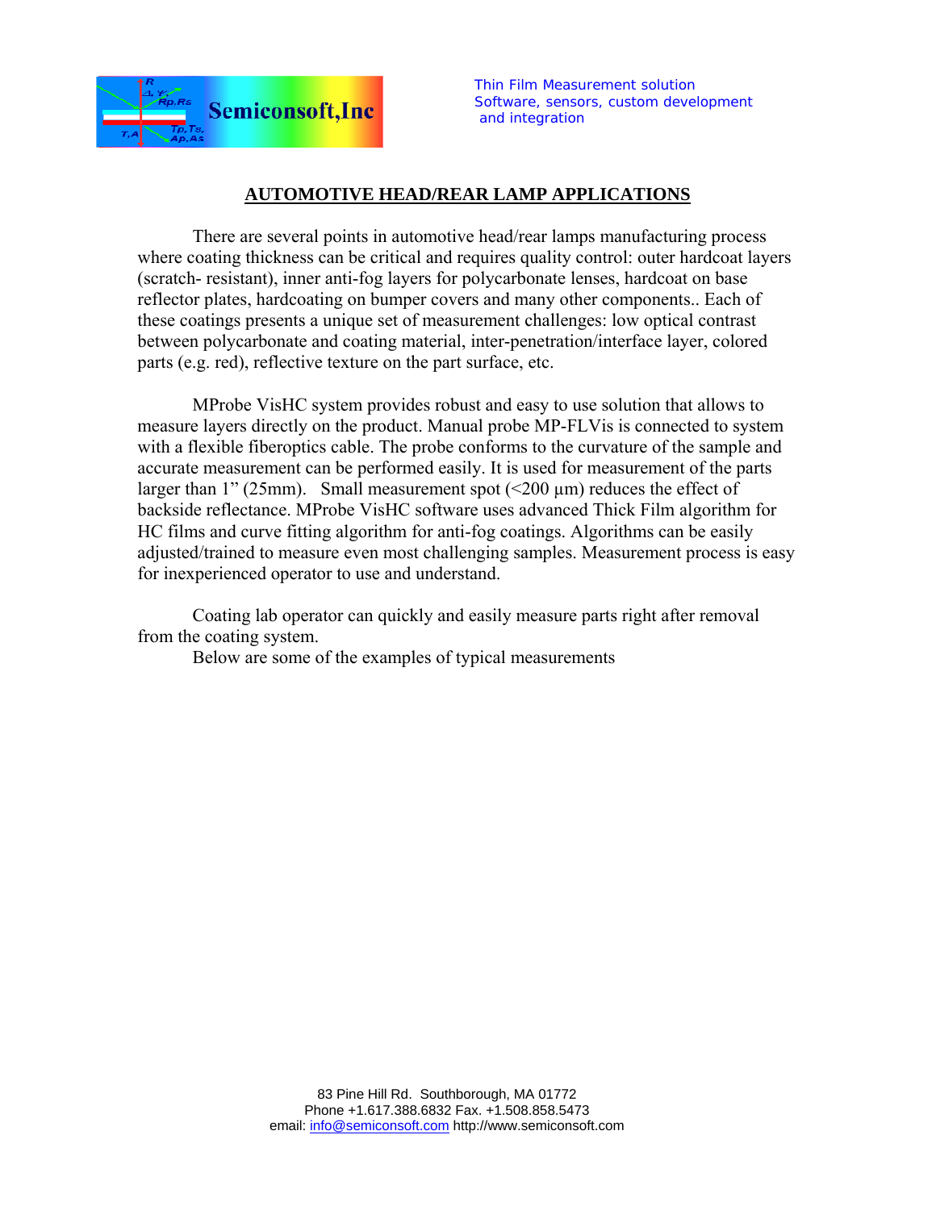Semiconsoft,Inc

Thin Film Measurement solution
Software, sensors, custom development
and integration

## AUTOMOTIVE HEAD/REAR LAMP APPLICATIONS

There are several points in automotive head/rear lamps manufacturing process where coating thickness can be critical and requires quality control: outer hardcoat layers (scratch- resistant), inner anti-fog layers for polycarbonate lenses, hardcoat on base reflector plates, hardcoating on bumper covers and many other components.. Each of these coatings presents a unique set of measurement challenges: low optical contrast between polycarbonate and coating material, inter-penetration/interface layer, colored parts (e.g. red), reflective texture on the part surface, etc.

MProbe VisHC system provides robust and easy to use solution that allows to measure layers directly on the product. Manual probe MP-FLVis is connected to system with a flexible fiberoptics cable. The probe conforms to the curvature of the sample and accurate measurement can be performed easily. It is used for measurement of the parts larger than 1" (25mm). Small measurement spot (<200 µm) reduces the effect of backside reflectance. MProbe VisHC software uses advanced Thick Film algorithm for HC films and curve fitting algorithm for anti-fog coatings. Algorithms can be easily adjusted/trained to measure even most challenging samples. Measurement process is easy for inexperienced operator to use and understand.

Coating lab operator can quickly and easily measure parts right after removal from the coating system.

Below are some of the examples of typical measurements

83 Pine Hill Rd. Southborough, MA 01772
Phone +1.617.388.6832 Fax. +1.508.858.5473
email: info@semiconsoft.com http://www.semiconsoft.com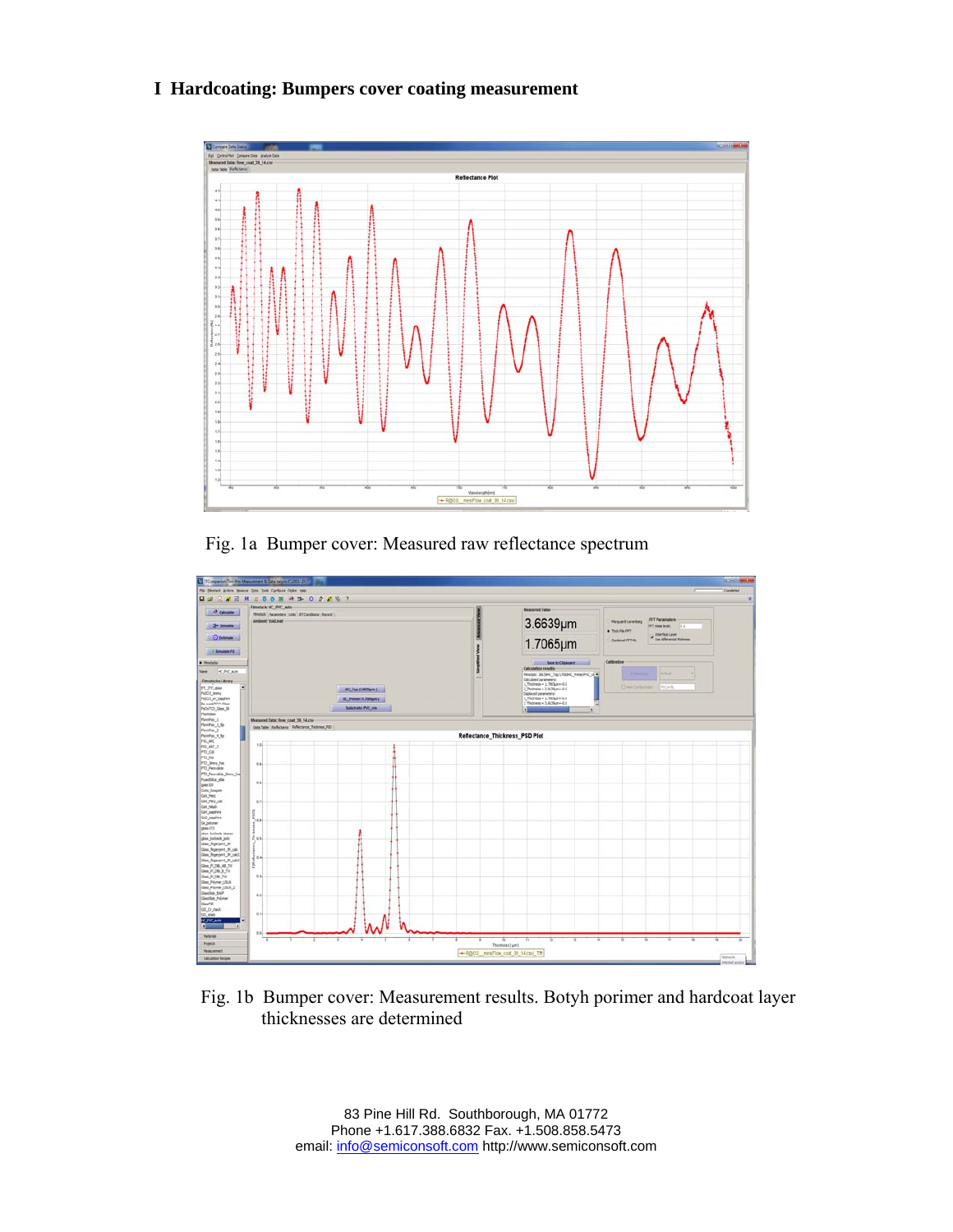# I Hardcoating: Bumpers cover coating measurement

Fig. 1a Bumper cover: Measured raw reflectance spectrum

Fig. 1b Bumper cover: Measurement results. Botyh porimer and hardcoat layer thicknesses are determined

83 Pine Hill Rd. Southborough, MA 01772
Phone +1.617.388.6832 Fax. +1.508.858.5473
email: info@semiconsoft.com http://www.semiconsoft.com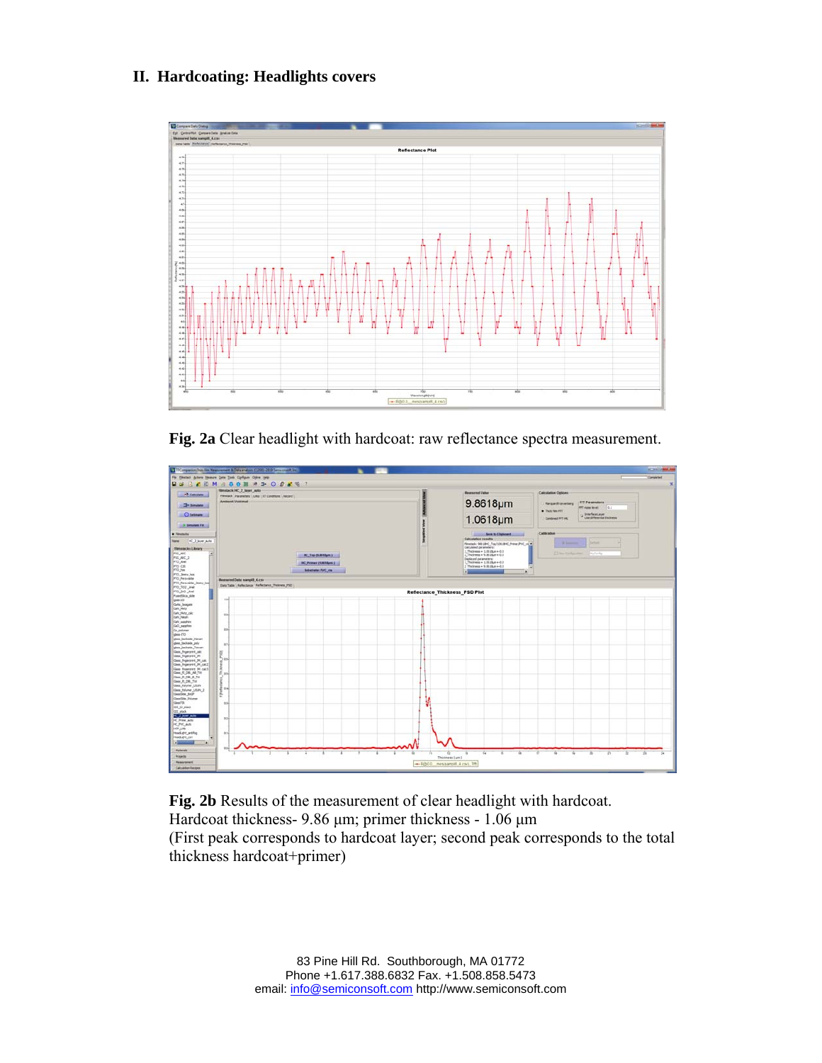## II. Hardcoating: Headlights covers

**Fig. 2a** Clear headlight with hardcoat: raw reflectance spectra measurement.

**Fig. 2b** Results of the measurement of clear headlight with hardcoat.
Hardcoat thickness- 9.86 μm; primer thickness - 1.06 μm
(First peak corresponds to hardcoat layer; second peak corresponds to the total thickness hardcoat+primer)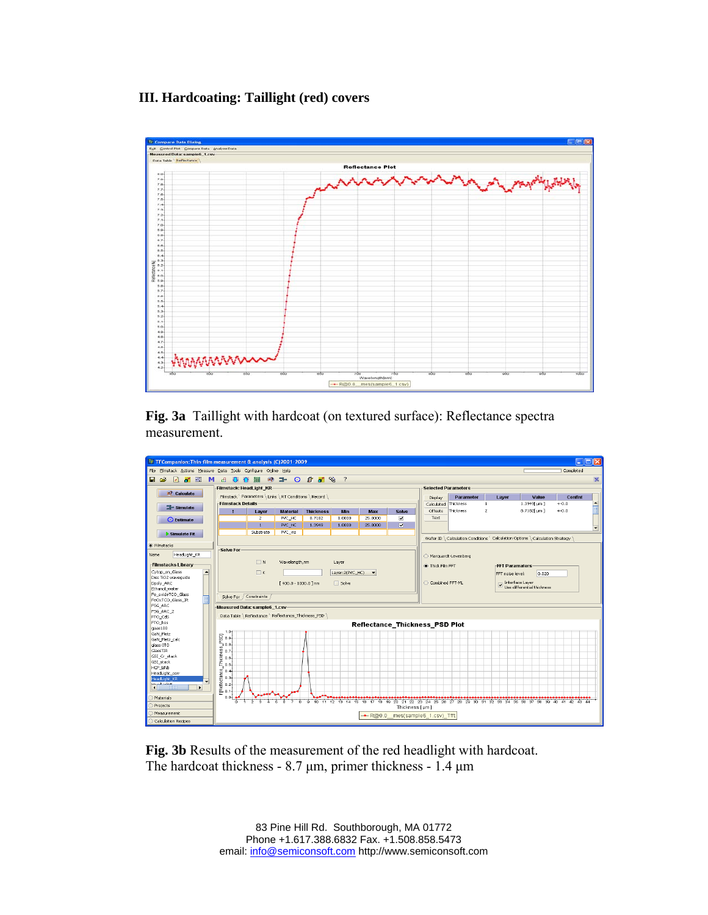## III. Hardcoating: Taillight (red) covers

**Fig. 3a** Taillight with hardcoat (on textured surface): Reflectance spectra measurement.

**Fig. 3b** Results of the measurement of the red headlight with hardcoat. The hardcoat thickness - 8.7 µm, primer thickness - 1.4 µm

83 Pine Hill Rd. Southborough, MA 01772
Phone +1.617.388.6832 Fax. +1.508.858.5473
email: info@semiconsoft.com http://www.semiconsoft.com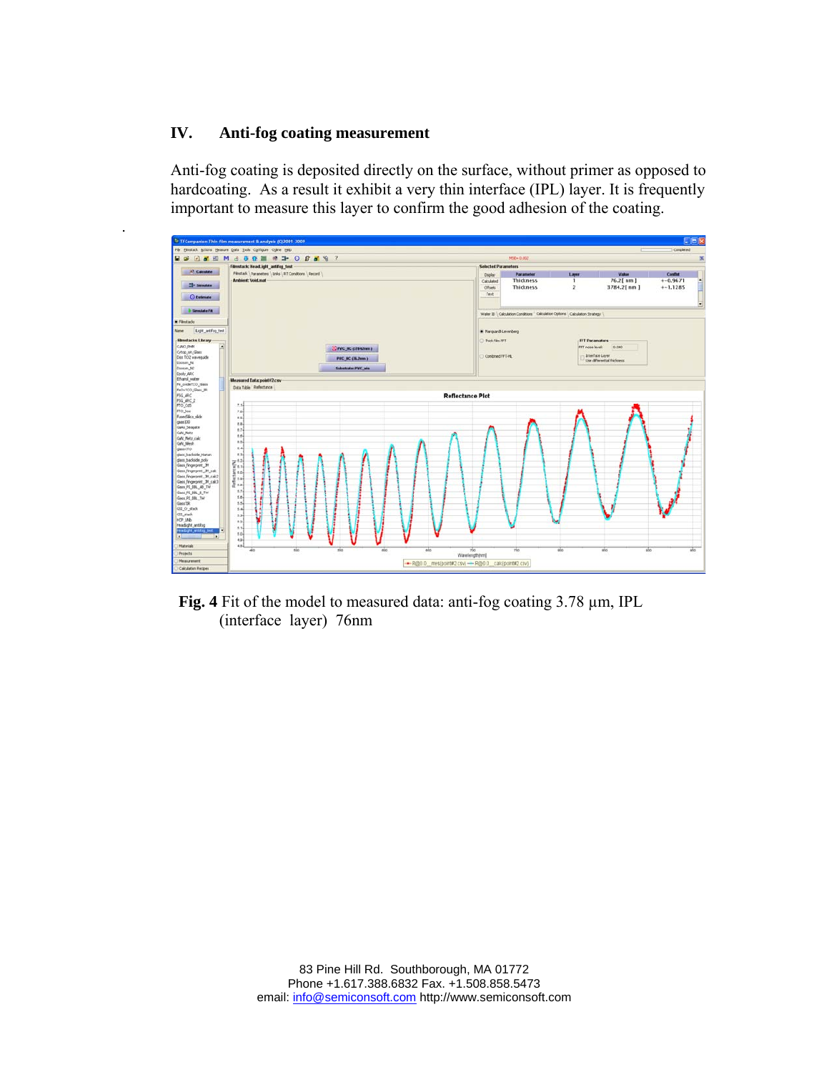## IV. Anti-fog coating measurement

Anti-fog coating is deposited directly on the surface, without primer as opposed to hardcoating. As a result it exhibit a very thin interface (IPL) layer. It is frequently important to measure this layer to confirm the good adhesion of the coating.

**Fig. 4** Fit of the model to measured data: anti-fog coating 3.78 µm, IPL (interface layer) 76nm

83 Pine Hill Rd. Southborough, MA 01772
Phone +1.617.388.6832 Fax. +1.508.858.5473
email: info@semiconsoft.com http://www.semiconsoft.com